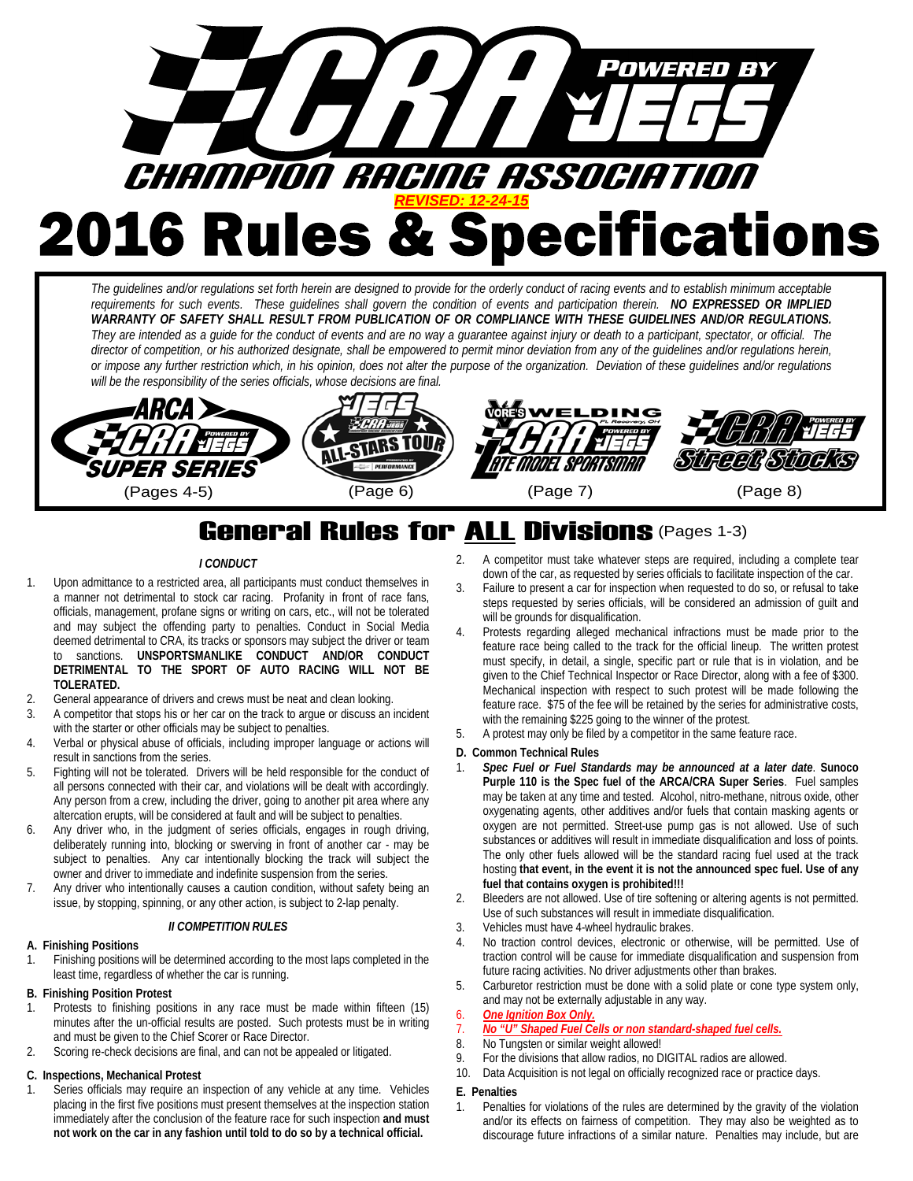# CHAMPION RACING ASSOCIATION POWERED BY JEGS

***REVISED: 12-24-15***

# 2016 Rules & Specifications

*The guidelines and/or regulations set forth herein are designed to provide for the orderly conduct of racing events and to establish minimum acceptable requirements for such events. These guidelines shall govern the condition of events and participation therein. **NO EXPRESSED OR IMPLIED WARRANTY OF SAFETY SHALL RESULT FROM PUBLICATION OF OR COMPLIANCE WITH THESE GUIDELINES AND/OR REGULATIONS.** They are intended as a guide for the conduct of events and are no way a guarantee against injury or death to a participant, spectator, or official. The director of competition, or his authorized designate, shall be empowered to permit minor deviation from any of the guidelines and/or regulations herein, or impose any further restriction which, in his opinion, does not alter the purpose of the organization. Deviation of these guidelines and/or regulations will be the responsibility of the series officials, whose decisions are final.*

ARCA CRA Super Series (Pages 4-5) | JEGS All-Stars Tour (Page 6) | Vore's Welding CRA Late Model Sportsman (Page 7) | CRA Street Stocks (Page 8)

## General Rules for ALL Divisions (Pages 1-3)

### *I CONDUCT*

1. Upon admittance to a restricted area, all participants must conduct themselves in a manner not detrimental to stock car racing. Profanity in front of race fans, officials, management, profane signs or writing on cars, etc., will not be tolerated and may subject the offending party to penalties. Conduct in Social Media deemed detrimental to CRA, its tracks or sponsors may subject the driver or team to sanctions. **UNSPORTSMANLIKE CONDUCT AND/OR CONDUCT DETRIMENTAL TO THE SPORT OF AUTO RACING WILL NOT BE TOLERATED.**
2. General appearance of drivers and crews must be neat and clean looking.
3. A competitor that stops his or her car on the track to argue or discuss an incident with the starter or other officials may be subject to penalties.
4. Verbal or physical abuse of officials, including improper language or actions will result in sanctions from the series.
5. Fighting will not be tolerated. Drivers will be held responsible for the conduct of all persons connected with their car, and violations will be dealt with accordingly. Any person from a crew, including the driver, going to another pit area where any altercation erupts, will be considered at fault and will be subject to penalties.
6. Any driver who, in the judgment of series officials, engages in rough driving, deliberately running into, blocking or swerving in front of another car - may be subject to penalties. Any car intentionally blocking the track will subject the owner and driver to immediate and indefinite suspension from the series.
7. Any driver who intentionally causes a caution condition, without safety being an issue, by stopping, spinning, or any other action, is subject to 2-lap penalty.

### *II COMPETITION RULES*

**A. Finishing Positions**

1. Finishing positions will be determined according to the most laps completed in the least time, regardless of whether the car is running.

**B. Finishing Position Protest**

1. Protests to finishing positions in any race must be made within fifteen (15) minutes after the un-official results are posted. Such protests must be in writing and must be given to the Chief Scorer or Race Director.
2. Scoring re-check decisions are final, and can not be appealed or litigated.

**C. Inspections, Mechanical Protest**

1. Series officials may require an inspection of any vehicle at any time. Vehicles placing in the first five positions must present themselves at the inspection station immediately after the conclusion of the feature race for such inspection **and must not work on the car in any fashion until told to do so by a technical official.**
2. A competitor must take whatever steps are required, including a complete tear down of the car, as requested by series officials to facilitate inspection of the car.
3. Failure to present a car for inspection when requested to do so, or refusal to take steps requested by series officials, will be considered an admission of guilt and will be grounds for disqualification.
4. Protests regarding alleged mechanical infractions must be made prior to the feature race being called to the track for the official lineup. The written protest must specify, in detail, a single, specific part or rule that is in violation, and be given to the Chief Technical Inspector or Race Director, along with a fee of $300. Mechanical inspection with respect to such protest will be made following the feature race. $75 of the fee will be retained by the series for administrative costs, with the remaining $225 going to the winner of the protest.
5. A protest may only be filed by a competitor in the same feature race.

**D. Common Technical Rules**

1. ***Spec Fuel or Fuel Standards may be announced at a later date*. Sunoco Purple 110 is the Spec fuel of the ARCA/CRA Super Series**. Fuel samples may be taken at any time and tested. Alcohol, nitro-methane, nitrous oxide, other oxygenating agents, other additives and/or fuels that contain masking agents or oxygen are not permitted. Street-use pump gas is not allowed. Use of such substances or additives will result in immediate disqualification and loss of points. The only other fuels allowed will be the standard racing fuel used at the track hosting **that event, in the event it is not the announced spec fuel. Use of any fuel that contains oxygen is prohibited!!!**
2. Bleeders are not allowed. Use of tire softening or altering agents is not permitted. Use of such substances will result in immediate disqualification.
3. Vehicles must have 4-wheel hydraulic brakes.
4. No traction control devices, electronic or otherwise, will be permitted. Use of traction control will be cause for immediate disqualification and suspension from future racing activities. No driver adjustments other than brakes.
5. Carburetor restriction must be done with a solid plate or cone type system only, and may not be externally adjustable in any way.
6. ***One Ignition Box Only.***
7. ***No "U" Shaped Fuel Cells or non standard-shaped fuel cells.***
8. No Tungsten or similar weight allowed!
9. For the divisions that allow radios, no DIGITAL radios are allowed.
10. Data Acquisition is not legal on officially recognized race or practice days.

**E. Penalties**

1. Penalties for violations of the rules are determined by the gravity of the violation and/or its effects on fairness of competition. They may also be weighted as to discourage future infractions of a similar nature. Penalties may include, but are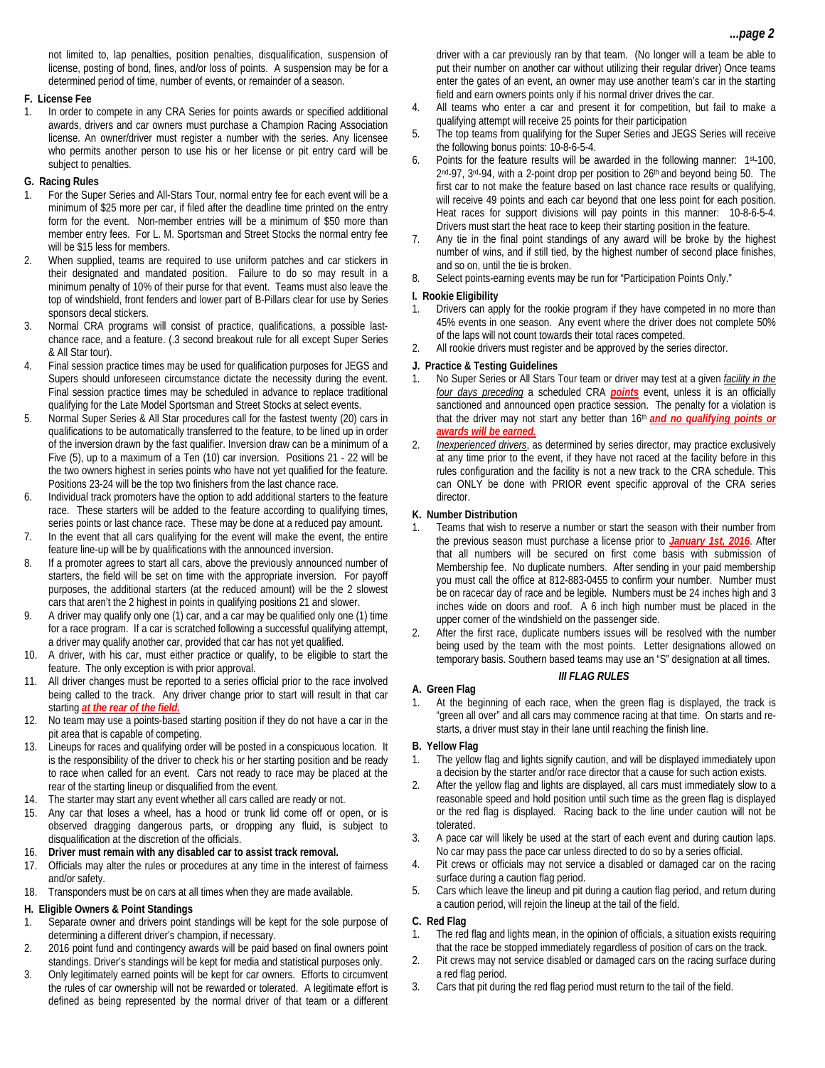not limited to, lap penalties, position penalties, disqualification, suspension of license, posting of bond, fines, and/or loss of points. A suspension may be for a determined period of time, number of events, or remainder of a season.

**F. License Fee**

1. In order to compete in any CRA Series for points awards or specified additional awards, drivers and car owners must purchase a Champion Racing Association license. An owner/driver must register a number with the series. Any licensee who permits another person to use his or her license or pit entry card will be subject to penalties.

**G. Racing Rules**

1. For the Super Series and All-Stars Tour, normal entry fee for each event will be a minimum of $25 more per car, if filed after the deadline time printed on the entry form for the event. Non-member entries will be a minimum of $50 more than member entry fees. For L. M. Sportsman and Street Stocks the normal entry fee will be $15 less for members.
2. When supplied, teams are required to use uniform patches and car stickers in their designated and mandated position. Failure to do so may result in a minimum penalty of 10% of their purse for that event. Teams must also leave the top of windshield, front fenders and lower part of B-Pillars clear for use by Series sponsors decal stickers.
3. Normal CRA programs will consist of practice, qualifications, a possible last-chance race, and a feature. (.3 second breakout rule for all except Super Series & All Star tour).
4. Final session practice times may be used for qualification purposes for JEGS and Supers should unforeseen circumstance dictate the necessity during the event. Final session practice times may be scheduled in advance to replace traditional qualifying for the Late Model Sportsman and Street Stocks at select events.
5. Normal Super Series & All Star procedures call for the fastest twenty (20) cars in qualifications to be automatically transferred to the feature, to be lined up in order of the inversion drawn by the fast qualifier. Inversion draw can be a minimum of a Five (5), up to a maximum of a Ten (10) car inversion. Positions 21 - 22 will be the two owners highest in series points who have not yet qualified for the feature. Positions 23-24 will be the top two finishers from the last chance race.
6. Individual track promoters have the option to add additional starters to the feature race. These starters will be added to the feature according to qualifying times, series points or last chance race. These may be done at a reduced pay amount.
7. In the event that all cars qualifying for the event will make the event, the entire feature line-up will be by qualifications with the announced inversion.
8. If a promoter agrees to start all cars, above the previously announced number of starters, the field will be set on time with the appropriate inversion. For payoff purposes, the additional starters (at the reduced amount) will be the 2 slowest cars that aren't the 2 highest in points in qualifying positions 21 and slower.
9. A driver may qualify only one (1) car, and a car may be qualified only one (1) time for a race program. If a car is scratched following a successful qualifying attempt, a driver may qualify another car, provided that car has not yet qualified.
10. A driver, with his car, must either practice or qualify, to be eligible to start the feature. The only exception is with prior approval.
11. All driver changes must be reported to a series official prior to the race involved being called to the track. Any driver change prior to start will result in that car starting ***at the rear of the field.***
12. No team may use a points-based starting position if they do not have a car in the pit area that is capable of competing.
13. Lineups for races and qualifying order will be posted in a conspicuous location. It is the responsibility of the driver to check his or her starting position and be ready to race when called for an event. Cars not ready to race may be placed at the rear of the starting lineup or disqualified from the event.
14. The starter may start any event whether all cars called are ready or not.
15. Any car that loses a wheel, has a hood or trunk lid come off or open, or is observed dragging dangerous parts, or dropping any fluid, is subject to disqualification at the discretion of the officials.
16. **Driver must remain with any disabled car to assist track removal.**
17. Officials may alter the rules or procedures at any time in the interest of fairness and/or safety.
18. Transponders must be on cars at all times when they are made available.

**H. Eligible Owners & Point Standings**

1. Separate owner and drivers point standings will be kept for the sole purpose of determining a different driver's champion, if necessary.
2. 2016 point fund and contingency awards will be paid based on final owners point standings. Driver's standings will be kept for media and statistical purposes only.
3. Only legitimately earned points will be kept for car owners. Efforts to circumvent the rules of car ownership will not be rewarded or tolerated. A legitimate effort is defined as being represented by the normal driver of that team or a different driver with a car previously ran by that team. (No longer will a team be able to put their number on another car without utilizing their regular driver) Once teams enter the gates of an event, an owner may use another team's car in the starting field and earn owners points only if his normal driver drives the car.
4. All teams who enter a car and present it for competition, but fail to make a qualifying attempt will receive 25 points for their participation
5. The top teams from qualifying for the Super Series and JEGS Series will receive the following bonus points: 10-8-6-5-4.
6. Points for the feature results will be awarded in the following manner: 1st-100, 2nd-97, 3rd-94, with a 2-point drop per position to 26th and beyond being 50. The first car to not make the feature based on last chance race results or qualifying, will receive 49 points and each car beyond that one less point for each position. Heat races for support divisions will pay points in this manner: 10-8-6-5-4. Drivers must start the heat race to keep their starting position in the feature.
7. Any tie in the final point standings of any award will be broke by the highest number of wins, and if still tied, by the highest number of second place finishes, and so on, until the tie is broken.
8. Select points-earning events may be run for "Participation Points Only."

**I. Rookie Eligibility**

1. Drivers can apply for the rookie program if they have competed in no more than 45% events in one season. Any event where the driver does not complete 50% of the laps will not count towards their total races competed.
2. All rookie drivers must register and be approved by the series director.

**J. Practice & Testing Guidelines**

1. No Super Series or All Stars Tour team or driver may test at a given _facility in the four days preceding_ a scheduled CRA ***points*** event, unless it is an officially sanctioned and announced open practice session. The penalty for a violation is that the driver may not start any better than 16th ***and no qualifying points or awards will be earned.***
2. _Inexperienced drivers_, as determined by series director, may practice exclusively at any time prior to the event, if they have not raced at the facility before in this rules configuration and the facility is not a new track to the CRA schedule. This can ONLY be done with PRIOR event specific approval of the CRA series director.

**K. Number Distribution**

1. Teams that wish to reserve a number or start the season with their number from the previous season must purchase a license prior to ***January 1st, 2016***. After that all numbers will be secured on first come basis with submission of Membership fee. No duplicate numbers. After sending in your paid membership you must call the office at 812-883-0455 to confirm your number. Number must be on racecar day of race and be legible. Numbers must be 24 inches high and 3 inches wide on doors and roof. A 6 inch high number must be placed in the upper corner of the windshield on the passenger side.
2. After the first race, duplicate numbers issues will be resolved with the number being used by the team with the most points. Letter designations allowed on temporary basis. Southern based teams may use an "S" designation at all times.

## *III FLAG RULES*

**A. Green Flag**

1. At the beginning of each race, when the green flag is displayed, the track is "green all over" and all cars may commence racing at that time. On starts and re-starts, a driver must stay in their lane until reaching the finish line.

**B. Yellow Flag**

1. The yellow flag and lights signify caution, and will be displayed immediately upon a decision by the starter and/or race director that a cause for such action exists.
2. After the yellow flag and lights are displayed, all cars must immediately slow to a reasonable speed and hold position until such time as the green flag is displayed or the red flag is displayed. Racing back to the line under caution will not be tolerated.
3. A pace car will likely be used at the start of each event and during caution laps. No car may pass the pace car unless directed to do so by a series official.
4. Pit crews or officials may not service a disabled or damaged car on the racing surface during a caution flag period.
5. Cars which leave the lineup and pit during a caution flag period, and return during a caution period, will rejoin the lineup at the tail of the field.

**C. Red Flag**

1. The red flag and lights mean, in the opinion of officials, a situation exists requiring that the race be stopped immediately regardless of position of cars on the track.
2. Pit crews may not service disabled or damaged cars on the racing surface during a red flag period.
3. Cars that pit during the red flag period must return to the tail of the field.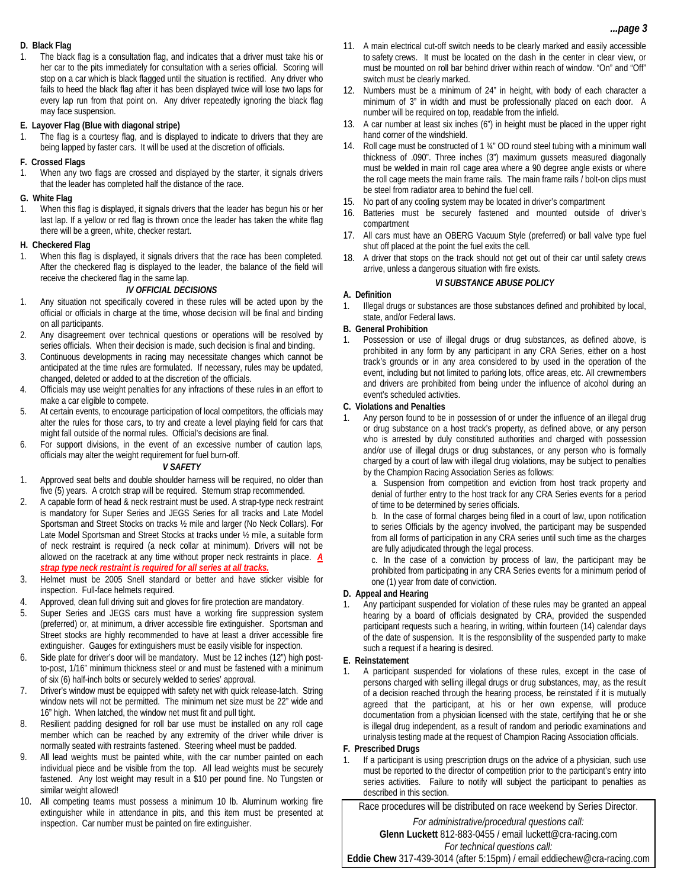**D. Black Flag**

1. The black flag is a consultation flag, and indicates that a driver must take his or her car to the pits immediately for consultation with a series official. Scoring will stop on a car which is black flagged until the situation is rectified. Any driver who fails to heed the black flag after it has been displayed twice will lose two laps for every lap run from that point on. Any driver repeatedly ignoring the black flag may face suspension.

**E. Layover Flag (Blue with diagonal stripe)**

1. The flag is a courtesy flag, and is displayed to indicate to drivers that they are being lapped by faster cars. It will be used at the discretion of officials.

**F. Crossed Flags**

1. When any two flags are crossed and displayed by the starter, it signals drivers that the leader has completed half the distance of the race.

**G. White Flag**

1. When this flag is displayed, it signals drivers that the leader has begun his or her last lap. If a yellow or red flag is thrown once the leader has taken the white flag there will be a green, white, checker restart.

**H. Checkered Flag**

1. When this flag is displayed, it signals drivers that the race has been completed. After the checkered flag is displayed to the leader, the balance of the field will receive the checkered flag in the same lap.

### *IV OFFICIAL DECISIONS*

1. Any situation not specifically covered in these rules will be acted upon by the official or officials in charge at the time, whose decision will be final and binding on all participants.
2. Any disagreement over technical questions or operations will be resolved by series officials. When their decision is made, such decision is final and binding.
3. Continuous developments in racing may necessitate changes which cannot be anticipated at the time rules are formulated. If necessary, rules may be updated, changed, deleted or added to at the discretion of the officials.
4. Officials may use weight penalties for any infractions of these rules in an effort to make a car eligible to compete.
5. At certain events, to encourage participation of local competitors, the officials may alter the rules for those cars, to try and create a level playing field for cars that might fall outside of the normal rules. Official's decisions are final.
6. For support divisions, in the event of an excessive number of caution laps, officials may alter the weight requirement for fuel burn-off.

### *V SAFETY*

1. Approved seat belts and double shoulder harness will be required, no older than five (5) years. A crotch strap will be required. Sternum strap recommended.
2. A capable form of head & neck restraint must be used. A strap-type neck restraint is mandatory for Super Series and JEGS Series for all tracks and Late Model Sportsman and Street Stocks on tracks ½ mile and larger (No Neck Collars). For Late Model Sportsman and Street Stocks at tracks under ½ mile, a suitable form of neck restraint is required (a neck collar at minimum). Drivers will not be allowed on the racetrack at any time without proper neck restraints in place. ***A strap type neck restraint is required for all series at all tracks.***
3. Helmet must be 2005 Snell standard or better and have sticker visible for inspection. Full-face helmets required.
4. Approved, clean full driving suit and gloves for fire protection are mandatory.
5. Super Series and JEGS cars must have a working fire suppression system (preferred) or, at minimum, a driver accessible fire extinguisher. Sportsman and Street stocks are highly recommended to have at least a driver accessible fire extinguisher. Gauges for extinguishers must be easily visible for inspection.
6. Side plate for driver's door will be mandatory. Must be 12 inches (12") high post-to-post, 1/16" minimum thickness steel or and must be fastened with a minimum of six (6) half-inch bolts or securely welded to series' approval.
7. Driver's window must be equipped with safety net with quick release-latch. String window nets will not be permitted. The minimum net size must be 22" wide and 16" high. When latched, the window net must fit and pull tight.
8. Resilient padding designed for roll bar use must be installed on any roll cage member which can be reached by any extremity of the driver while driver is normally seated with restraints fastened. Steering wheel must be padded.
9. All lead weights must be painted white, with the car number painted on each individual piece and be visible from the top. All lead weights must be securely fastened. Any lost weight may result in a $10 per pound fine. No Tungsten or similar weight allowed!
10. All competing teams must possess a minimum 10 lb. Aluminum working fire extinguisher while in attendance in pits, and this item must be presented at inspection. Car number must be painted on fire extinguisher.
11. A main electrical cut-off switch needs to be clearly marked and easily accessible to safety crews. It must be located on the dash in the center in clear view, or must be mounted on roll bar behind driver within reach of window. "On" and "Off" switch must be clearly marked.
12. Numbers must be a minimum of 24" in height, with body of each character a minimum of 3" in width and must be professionally placed on each door. A number will be required on top, readable from the infield.
13. A car number at least six inches (6") in height must be placed in the upper right hand corner of the windshield.
14. Roll cage must be constructed of 1 ¾" OD round steel tubing with a minimum wall thickness of .090". Three inches (3") maximum gussets measured diagonally must be welded in main roll cage area where a 90 degree angle exists or where the roll cage meets the main frame rails. The main frame rails / bolt-on clips must be steel from radiator area to behind the fuel cell.
15. No part of any cooling system may be located in driver's compartment
16. Batteries must be securely fastened and mounted outside of driver's compartment
17. All cars must have an OBERG Vacuum Style (preferred) or ball valve type fuel shut off placed at the point the fuel exits the cell.
18. A driver that stops on the track should not get out of their car until safety crews arrive, unless a dangerous situation with fire exists.

### *VI SUBSTANCE ABUSE POLICY*

**A. Definition**

1. Illegal drugs or substances are those substances defined and prohibited by local, state, and/or Federal laws.

**B. General Prohibition**

1. Possession or use of illegal drugs or drug substances, as defined above, is prohibited in any form by any participant in any CRA Series, either on a host track's grounds or in any area considered to by used in the operation of the event, including but not limited to parking lots, office areas, etc. All crewmembers and drivers are prohibited from being under the influence of alcohol during an event's scheduled activities.

**C. Violations and Penalties**

1. Any person found to be in possession of or under the influence of an illegal drug or drug substance on a host track's property, as defined above, or any person who is arrested by duly constituted authorities and charged with possession and/or use of illegal drugs or drug substances, or any person who is formally charged by a court of law with illegal drug violations, may be subject to penalties by the Champion Racing Association Series as follows:

   a. Suspension from competition and eviction from host track property and denial of further entry to the host track for any CRA Series events for a period of time to be determined by series officials.

   b. In the case of formal charges being filed in a court of law, upon notification to series Officials by the agency involved, the participant may be suspended from all forms of participation in any CRA series until such time as the charges are fully adjudicated through the legal process.

   c. In the case of a conviction by process of law, the participant may be prohibited from participating in any CRA Series events for a minimum period of one (1) year from date of conviction.

**D. Appeal and Hearing**

1. Any participant suspended for violation of these rules may be granted an appeal hearing by a board of officials designated by CRA, provided the suspended participant requests such a hearing, in writing, within fourteen (14) calendar days of the date of suspension. It is the responsibility of the suspended party to make such a request if a hearing is desired.

**E. Reinstatement**

1. A participant suspended for violations of these rules, except in the case of persons charged with selling illegal drugs or drug substances, may, as the result of a decision reached through the hearing process, be reinstated if it is mutually agreed that the participant, at his or her own expense, will produce documentation from a physician licensed with the state, certifying that he or she is illegal drug independent, as a result of random and periodic examinations and urinalysis testing made at the request of Champion Racing Association officials.

**F. Prescribed Drugs**

1. If a participant is using prescription drugs on the advice of a physician, such use must be reported to the director of competition prior to the participant's entry into series activities. Failure to notify will subject the participant to penalties as described in this section.

Race procedures will be distributed on race weekend by Series Director.

*For administrative/procedural questions call:*

**Glenn Luckett** 812-883-0455 / email luckett@cra-racing.com

*For technical questions call:*

**Eddie Chew** 317-439-3014 (after 5:15pm) / email eddiechew@cra-racing.com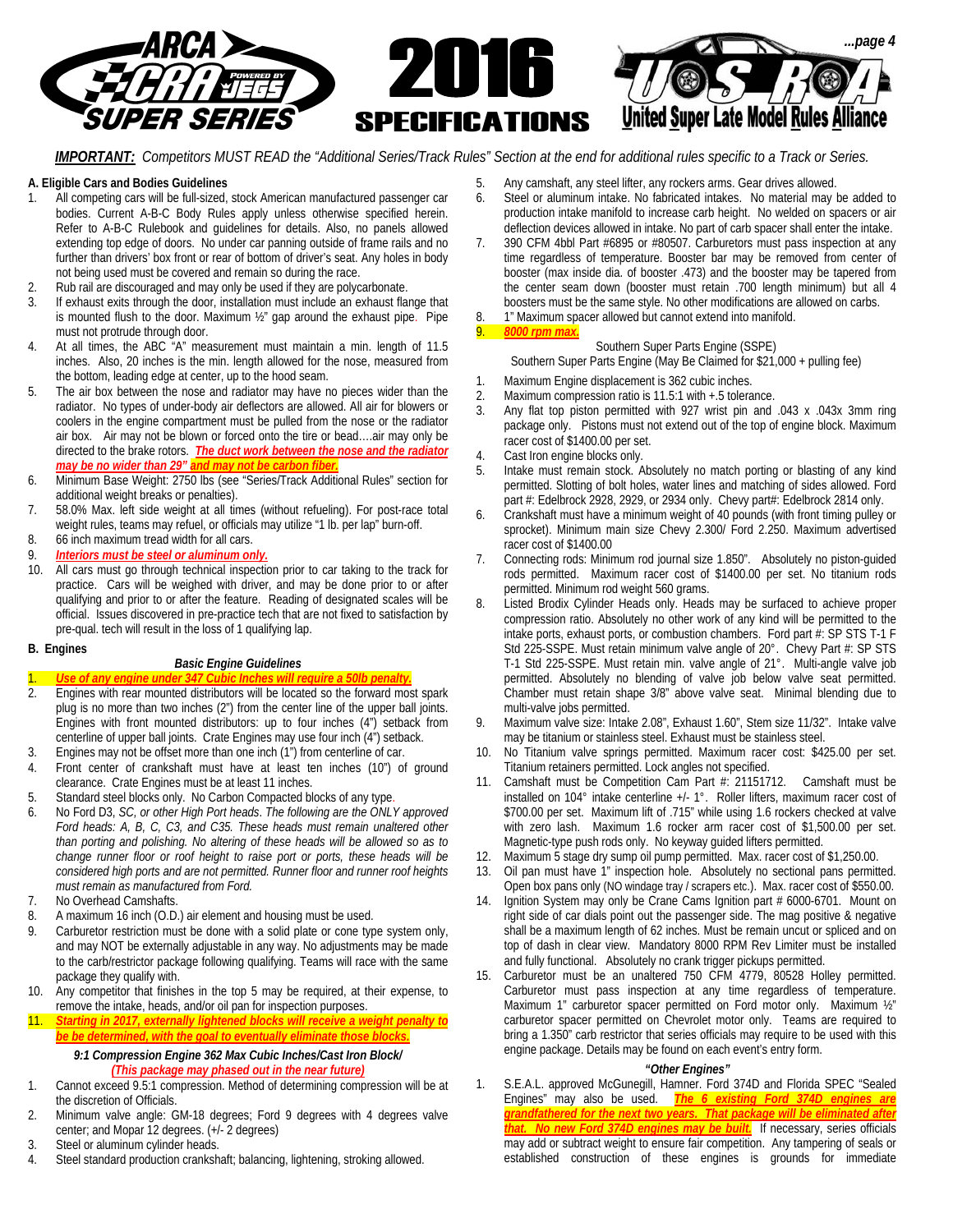***IMPORTANT:*** *Competitors MUST READ the "Additional Series/Track Rules" Section at the end for additional rules specific to a Track or Series.*

**A. Eligible Cars and Bodies Guidelines**

1. All competing cars will be full-sized, stock American manufactured passenger car bodies. Current A-B-C Body Rules apply unless otherwise specified herein. Refer to A-B-C Rulebook and guidelines for details. Also, no panels allowed extending top edge of doors. No under car panning outside of frame rails and no further than drivers' box front or rear of bottom of driver's seat. Any holes in body not being used must be covered and remain so during the race.
2. Rub rail are discouraged and may only be used if they are polycarbonate.
3. If exhaust exits through the door, installation must include an exhaust flange that is mounted flush to the door. Maximum ½" gap around the exhaust pipe. Pipe must not protrude through door.
4. At all times, the ABC "A" measurement must maintain a min. length of 11.5 inches. Also, 20 inches is the min. length allowed for the nose, measured from the bottom, leading edge at center, up to the hood seam.
5. The air box between the nose and radiator may have no pieces wider than the radiator. No types of under-body air deflectors are allowed. All air for blowers or coolers in the engine compartment must be pulled from the nose or the radiator air box. Air may not be blown or forced onto the tire or bead….air may only be directed to the brake rotors. ***The duct work between the nose and the radiator may be no wider than 29" and may not be carbon fiber.***
6. Minimum Base Weight: 2750 lbs (see "Series/Track Additional Rules" section for additional weight breaks or penalties).
7. 58.0% Max. left side weight at all times (without refueling). For post-race total weight rules, teams may refuel, or officials may utilize "1 lb. per lap" burn-off.
8. 66 inch maximum tread width for all cars.
9. ***Interiors must be steel or aluminum only.***
10. All cars must go through technical inspection prior to car taking to the track for practice. Cars will be weighed with driver, and may be done prior to or after qualifying and prior to or after the feature. Reading of designated scales will be official. Issues discovered in pre-practice tech that are not fixed to satisfaction by pre-qual. tech will result in the loss of 1 qualifying lap.

**B. Engines**

***Basic Engine Guidelines***

1. ***Use of any engine under 347 Cubic Inches will require a 50lb penalty.***
2. Engines with rear mounted distributors will be located so the forward most spark plug is no more than two inches (2") from the center line of the upper ball joints. Engines with front mounted distributors: up to four inches (4") setback from centerline of upper ball joints. Crate Engines may use four inch (4") setback.
3. Engines may not be offset more than one inch (1") from centerline of car.
4. Front center of crankshaft must have at least ten inches (10") of ground clearance. Crate Engines must be at least 11 inches.
5. Standard steel blocks only. No Carbon Compacted blocks of any type.
6. No Ford D3, *SC, or other High Port heads. The following are the ONLY approved Ford heads: A, B, C, C3, and C35. These heads must remain unaltered other than porting and polishing. No altering of these heads will be allowed so as to change runner floor or roof height to raise port or ports, these heads will be considered high ports and are not permitted. Runner floor and runner roof heights must remain as manufactured from Ford.*
7. No Overhead Camshafts.
8. A maximum 16 inch (O.D.) air element and housing must be used.
9. Carburetor restriction must be done with a solid plate or cone type system only, and may NOT be externally adjustable in any way. No adjustments may be made to the carb/restrictor package following qualifying. Teams will race with the same package they qualify with.
10. Any competitor that finishes in the top 5 may be required, at their expense, to remove the intake, heads, and/or oil pan for inspection purposes.
11. ***Starting in 2017, externally lightened blocks will receive a weight penalty to be determined, with the goal to eventually eliminate those blocks.***

***9:1 Compression Engine 362 Max Cubic Inches/Cast Iron Block/***
***(This package may phased out in the near future)***

1. Cannot exceed 9.5:1 compression. Method of determining compression will be at the discretion of Officials.
2. Minimum valve angle: GM-18 degrees; Ford 9 degrees with 4 degrees valve center; and Mopar 12 degrees. (+/- 2 degrees)
3. Steel or aluminum cylinder heads.
4. Steel standard production crankshaft; balancing, lightening, stroking allowed.
5. Any camshaft, any steel lifter, any rockers arms. Gear drives allowed.
6. Steel or aluminum intake. No fabricated intakes. No material may be added to production intake manifold to increase carb height. No welded on spacers or air deflection devices allowed in intake. No part of carb spacer shall enter the intake.
7. 390 CFM 4bbl Part #6895 or #80507. Carburetors must pass inspection at any time regardless of temperature. Booster bar may be removed from center of booster (max inside dia. of booster .473) and the booster may be tapered from the center seam down (booster must retain .700 length minimum) but all 4 boosters must be the same style. No other modifications are allowed on carbs.
8. 1" Maximum spacer allowed but cannot extend into manifold.
9. ***8000 rpm max.***

Southern Super Parts Engine (SSPE)

Southern Super Parts Engine (May Be Claimed for $21,000 + pulling fee)

1. Maximum Engine displacement is 362 cubic inches.
2. Maximum compression ratio is 11.5:1 with +.5 tolerance.
3. Any flat top piston permitted with 927 wrist pin and .043 x .043x 3mm ring package only. Pistons must not extend out of the top of engine block. Maximum racer cost of $1400.00 per set.
4. Cast Iron engine blocks only.
5. Intake must remain stock. Absolutely no match porting or blasting of any kind permitted. Slotting of bolt holes, water lines and matching of sides allowed. Ford part #: Edelbrock 2928, 2929, or 2934 only. Chevy part#: Edelbrock 2814 only.
6. Crankshaft must have a minimum weight of 40 pounds (with front timing pulley or sprocket). Minimum main size Chevy 2.300/ Ford 2.250. Maximum advertised racer cost of $1400.00
7. Connecting rods: Minimum rod journal size 1.850". Absolutely no piston-guided rods permitted. Maximum racer cost of $1400.00 per set. No titanium rods permitted. Minimum rod weight 560 grams.
8. Listed Brodix Cylinder Heads only. Heads may be surfaced to achieve proper compression ratio. Absolutely no other work of any kind will be permitted to the intake ports, exhaust ports, or combustion chambers. Ford part #: SP STS T-1 F Std 225-SSPE. Must retain minimum valve angle of 20°. Chevy Part #: SP STS T-1 Std 225-SSPE. Must retain min. valve angle of 21°. Multi-angle valve job permitted. Absolutely no blending of valve job below valve seat permitted. Chamber must retain shape 3/8" above valve seat. Minimal blending due to multi-valve jobs permitted.
9. Maximum valve size: Intake 2.08", Exhaust 1.60", Stem size 11/32". Intake valve may be titanium or stainless steel. Exhaust must be stainless steel.
10. No Titanium valve springs permitted. Maximum racer cost: $425.00 per set. Titanium retainers permitted. Lock angles not specified.
11. Camshaft must be Competition Cam Part #: 21151712. Camshaft must be installed on 104° intake centerline +/- 1°. Roller lifters, maximum racer cost of $700.00 per set. Maximum lift of .715" while using 1.6 rockers checked at valve with zero lash. Maximum 1.6 rocker arm racer cost of $1,500.00 per set. Magnetic-type push rods only. No keyway guided lifters permitted.
12. Maximum 5 stage dry sump oil pump permitted. Max. racer cost of $1,250.00.
13. Oil pan must have 1" inspection hole. Absolutely no sectional pans permitted. Open box pans only (NO windage tray / scrapers etc.). Max. racer cost of $550.00.
14. Ignition System may only be Crane Cams Ignition part # 6000-6701. Mount on right side of car dials point out the passenger side. The mag positive & negative shall be a maximum length of 62 inches. Must be remain uncut or spliced and on top of dash in clear view. Mandatory 8000 RPM Rev Limiter must be installed and fully functional. Absolutely no crank trigger pickups permitted.
15. Carburetor must be an unaltered 750 CFM 4779, 80528 Holley permitted. Carburetor must pass inspection at any time regardless of temperature. Maximum 1" carburetor spacer permitted on Ford motor only. Maximum ½" carburetor spacer permitted on Chevrolet motor only. Teams are required to bring a 1.350" carb restrictor that series officials may require to be used with this engine package. Details may be found on each event's entry form.

***"Other Engines"***

1. S.E.A.L. approved McGunegill, Hamner. Ford 374D and Florida SPEC "Sealed Engines" may also be used. ***The 6 existing Ford 374D engines are grandfathered for the next two years. That package will be eliminated after that. No new Ford 374D engines may be built.*** If necessary, series officials may add or subtract weight to ensure fair competition. Any tampering of seals or established construction of these engines is grounds for immediate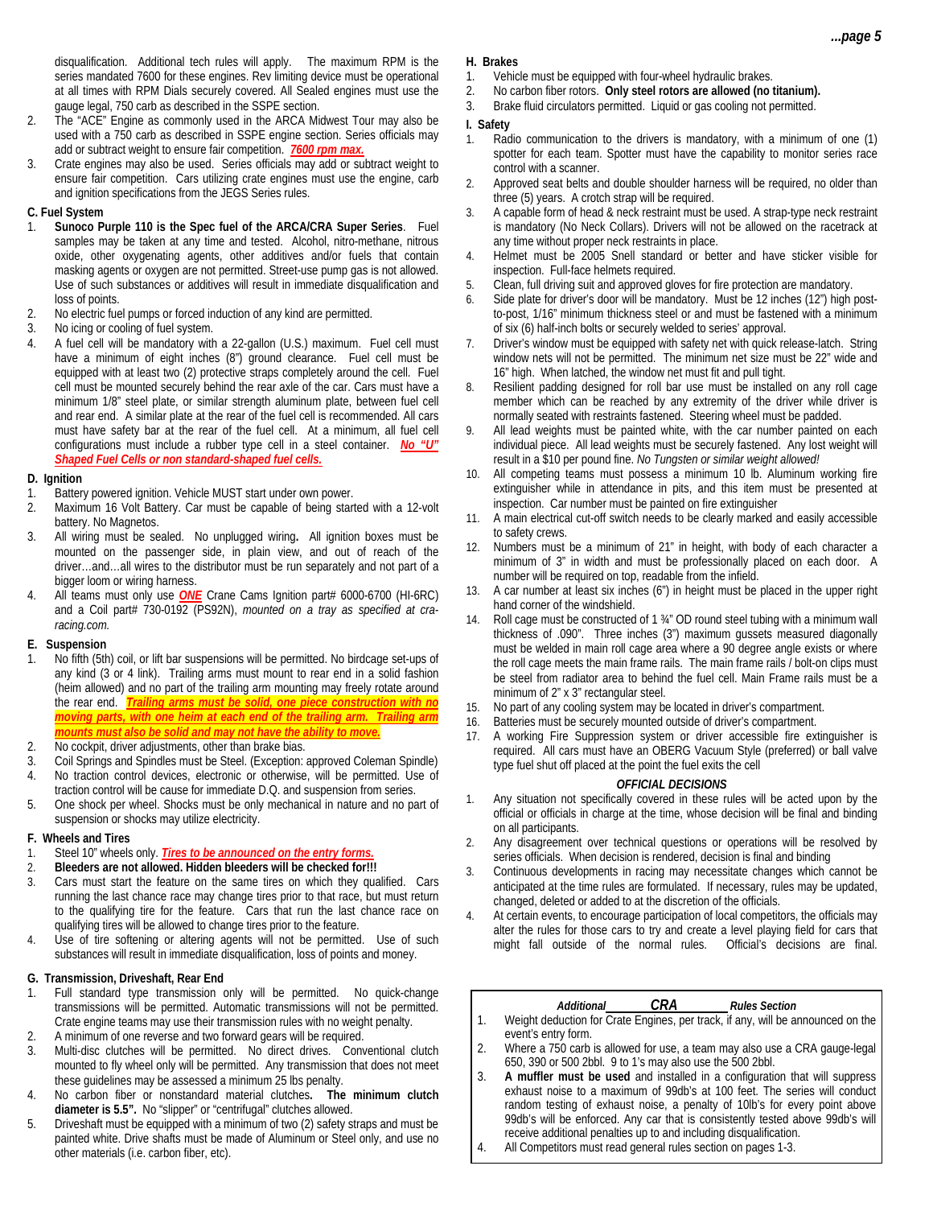disqualification. Additional tech rules will apply. The maximum RPM is the series mandated 7600 for these engines. Rev limiting device must be operational at all times with RPM Dials securely covered. All Sealed engines must use the gauge legal, 750 carb as described in the SSPE section.

2. The "ACE" Engine as commonly used in the ARCA Midwest Tour may also be used with a 750 carb as described in SSPE engine section. Series officials may add or subtract weight to ensure fair competition. ***7600 rpm max.***
3. Crate engines may also be used. Series officials may add or subtract weight to ensure fair competition. Cars utilizing crate engines must use the engine, carb and ignition specifications from the JEGS Series rules.

**C. Fuel System**

1. **Sunoco Purple 110 is the Spec fuel of the ARCA/CRA Super Series**. Fuel samples may be taken at any time and tested. Alcohol, nitro-methane, nitrous oxide, other oxygenating agents, other additives and/or fuels that contain masking agents or oxygen are not permitted. Street-use pump gas is not allowed. Use of such substances or additives will result in immediate disqualification and loss of points.
2. No electric fuel pumps or forced induction of any kind are permitted.
3. No icing or cooling of fuel system.
4. A fuel cell will be mandatory with a 22-gallon (U.S.) maximum. Fuel cell must have a minimum of eight inches (8") ground clearance. Fuel cell must be equipped with at least two (2) protective straps completely around the cell. Fuel cell must be mounted securely behind the rear axle of the car. Cars must have a minimum 1/8" steel plate, or similar strength aluminum plate, between fuel cell and rear end. A similar plate at the rear of the fuel cell is recommended. All cars must have safety bar at the rear of the fuel cell. At a minimum, all fuel cell configurations must include a rubber type cell in a steel container. ***No "U" Shaped Fuel Cells or non standard-shaped fuel cells.***

**D. Ignition**

1. Battery powered ignition. Vehicle MUST start under own power.
2. Maximum 16 Volt Battery. Car must be capable of being started with a 12-volt battery. No Magnetos.
3. All wiring must be sealed. No unplugged wiring**.** All ignition boxes must be mounted on the passenger side, in plain view, and out of reach of the driver…and…all wires to the distributor must be run separately and not part of a bigger loom or wiring harness.
4. All teams must only use ***ONE*** Crane Cams Ignition part# 6000-6700 (HI-6RC) and a Coil part# 730-0192 (PS92N), *mounted on a tray as specified at cra-racing.com.*

**E. Suspension**

1. No fifth (5th) coil, or lift bar suspensions will be permitted. No birdcage set-ups of any kind (3 or 4 link). Trailing arms must mount to rear end in a solid fashion (heim allowed) and no part of the trailing arm mounting may freely rotate around the rear end. ***Trailing arms must be solid, one piece construction with no moving parts, with one heim at each end of the trailing arm. Trailing arm mounts must also be solid and may not have the ability to move.***
2. No cockpit, driver adjustments, other than brake bias.
3. Coil Springs and Spindles must be Steel. (Exception: approved Coleman Spindle)
4. No traction control devices, electronic or otherwise, will be permitted. Use of traction control will be cause for immediate D.Q. and suspension from series.
5. One shock per wheel. Shocks must be only mechanical in nature and no part of suspension or shocks may utilize electricity.

**F. Wheels and Tires**

1. Steel 10" wheels only. ***Tires to be announced on the entry forms.***
2. **Bleeders are not allowed. Hidden bleeders will be checked for!!!**
3. Cars must start the feature on the same tires on which they qualified. Cars running the last chance race may change tires prior to that race, but must return to the qualifying tire for the feature. Cars that run the last chance race on qualifying tires will be allowed to change tires prior to the feature.
4. Use of tire softening or altering agents will not be permitted. Use of such substances will result in immediate disqualification, loss of points and money.

**G. Transmission, Driveshaft, Rear End**

1. Full standard type transmission only will be permitted. No quick-change transmissions will be permitted. Automatic transmissions will not be permitted. Crate engine teams may use their transmission rules with no weight penalty.
2. A minimum of one reverse and two forward gears will be required.
3. Multi-disc clutches will be permitted. No direct drives. Conventional clutch mounted to fly wheel only will be permitted. Any transmission that does not meet these guidelines may be assessed a minimum 25 lbs penalty.
4. No carbon fiber or nonstandard material clutches**. The minimum clutch diameter is 5.5".** No "slipper" or "centrifugal" clutches allowed.
5. Driveshaft must be equipped with a minimum of two (2) safety straps and must be painted white. Drive shafts must be made of Aluminum or Steel only, and use no other materials (i.e. carbon fiber, etc).

**H. Brakes**

1. Vehicle must be equipped with four-wheel hydraulic brakes.
2. No carbon fiber rotors. **Only steel rotors are allowed (no titanium).**
3. Brake fluid circulators permitted. Liquid or gas cooling not permitted.

**I. Safety**

1. Radio communication to the drivers is mandatory, with a minimum of one (1) spotter for each team. Spotter must have the capability to monitor series race control with a scanner.
2. Approved seat belts and double shoulder harness will be required, no older than three (5) years. A crotch strap will be required.
3. A capable form of head & neck restraint must be used. A strap-type neck restraint is mandatory (No Neck Collars). Drivers will not be allowed on the racetrack at any time without proper neck restraints in place.
4. Helmet must be 2005 Snell standard or better and have sticker visible for inspection. Full-face helmets required.
5. Clean, full driving suit and approved gloves for fire protection are mandatory.
6. Side plate for driver's door will be mandatory. Must be 12 inches (12") high post-to-post, 1/16" minimum thickness steel or and must be fastened with a minimum of six (6) half-inch bolts or securely welded to series' approval.
7. Driver's window must be equipped with safety net with quick release-latch. String window nets will not be permitted. The minimum net size must be 22" wide and 16" high. When latched, the window net must fit and pull tight.
8. Resilient padding designed for roll bar use must be installed on any roll cage member which can be reached by any extremity of the driver while driver is normally seated with restraints fastened. Steering wheel must be padded.
9. All lead weights must be painted white, with the car number painted on each individual piece. All lead weights must be securely fastened. Any lost weight will result in a $10 per pound fine. *No Tungsten or similar weight allowed!*
10. All competing teams must possess a minimum 10 lb. Aluminum working fire extinguisher while in attendance in pits, and this item must be presented at inspection. Car number must be painted on fire extinguisher
11. A main electrical cut-off switch needs to be clearly marked and easily accessible to safety crews.
12. Numbers must be a minimum of 21" in height, with body of each character a minimum of 3" in width and must be professionally placed on each door. A number will be required on top, readable from the infield.
13. A car number at least six inches (6") in height must be placed in the upper right hand corner of the windshield.
14. Roll cage must be constructed of 1 ¾" OD round steel tubing with a minimum wall thickness of .090". Three inches (3") maximum gussets measured diagonally must be welded in main roll cage area where a 90 degree angle exists or where the roll cage meets the main frame rails. The main frame rails / bolt-on clips must be steel from radiator area to behind the fuel cell. Main Frame rails must be a minimum of 2" x 3" rectangular steel.
15. No part of any cooling system may be located in driver's compartment.
16. Batteries must be securely mounted outside of driver's compartment.
17. A working Fire Suppression system or driver accessible fire extinguisher is required. All cars must have an OBERG Vacuum Style (preferred) or ball valve type fuel shut off placed at the point the fuel exits the cell

***OFFICIAL DECISIONS***

1. Any situation not specifically covered in these rules will be acted upon by the official or officials in charge at the time, whose decision will be final and binding on all participants.
2. Any disagreement over technical questions or operations will be resolved by series officials. When decision is rendered, decision is final and binding
3. Continuous developments in racing may necessitate changes which cannot be anticipated at the time rules are formulated. If necessary, rules may be updated, changed, deleted or added to at the discretion of the officials.
4. At certain events, to encourage participation of local competitors, the officials may alter the rules for those cars to try and create a level playing field for cars that might fall outside of the normal rules. Official's decisions are final.

***Additional CRA Rules Section***

1. Weight deduction for Crate Engines, per track, if any, will be announced on the event's entry form.
2. Where a 750 carb is allowed for use, a team may also use a CRA gauge-legal 650, 390 or 500 2bbl. 9 to 1's may also use the 500 2bbl.
3. **A muffler must be used** and installed in a configuration that will suppress exhaust noise to a maximum of 99db's at 100 feet. The series will conduct random testing of exhaust noise, a penalty of 10lb's for every point above 99db's will be enforced. Any car that is consistently tested above 99db's will receive additional penalties up to and including disqualification.
4. All Competitors must read general rules section on pages 1-3.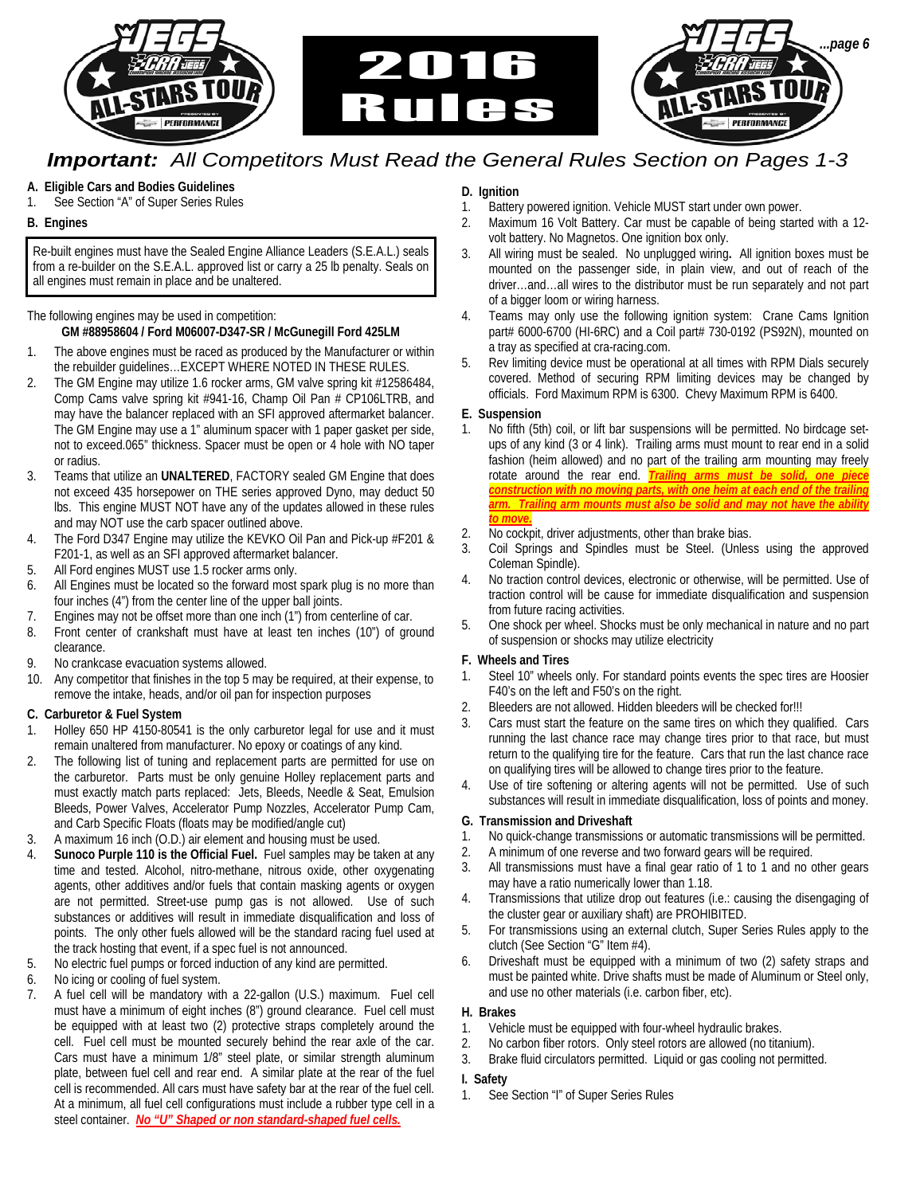# 2016 Rules

***Important:*** *All Competitors Must Read the General Rules Section on Pages 1-3*

**A. Eligible Cars and Bodies Guidelines**

1. See Section "A" of Super Series Rules

**B. Engines**

Re-built engines must have the Sealed Engine Alliance Leaders (S.E.A.L.) seals from a re-builder on the S.E.A.L. approved list or carry a 25 lb penalty. Seals on all engines must remain in place and be unaltered.

The following engines may be used in competition:

**GM #88958604 / Ford M06007-D347-SR / McGunegill Ford 425LM**

1. The above engines must be raced as produced by the Manufacturer or within the rebuilder guidelines…EXCEPT WHERE NOTED IN THESE RULES.
2. The GM Engine may utilize 1.6 rocker arms, GM valve spring kit #12586484, Comp Cams valve spring kit #941-16, Champ Oil Pan # CP106LTRB, and may have the balancer replaced with an SFI approved aftermarket balancer. The GM Engine may use a 1" aluminum spacer with 1 paper gasket per side, not to exceed.065" thickness. Spacer must be open or 4 hole with NO taper or radius.
3. Teams that utilize an **UNALTERED**, FACTORY sealed GM Engine that does not exceed 435 horsepower on THE series approved Dyno, may deduct 50 lbs. This engine MUST NOT have any of the updates allowed in these rules and may NOT use the carb spacer outlined above.
4. The Ford D347 Engine may utilize the KEVKO Oil Pan and Pick-up #F201 & F201-1, as well as an SFI approved aftermarket balancer.
5. All Ford engines MUST use 1.5 rocker arms only.
6. All Engines must be located so the forward most spark plug is no more than four inches (4") from the center line of the upper ball joints.
7. Engines may not be offset more than one inch (1") from centerline of car.
8. Front center of crankshaft must have at least ten inches (10") of ground clearance.
9. No crankcase evacuation systems allowed.
10. Any competitor that finishes in the top 5 may be required, at their expense, to remove the intake, heads, and/or oil pan for inspection purposes

**C. Carburetor & Fuel System**

1. Holley 650 HP 4150-80541 is the only carburetor legal for use and it must remain unaltered from manufacturer. No epoxy or coatings of any kind.
2. The following list of tuning and replacement parts are permitted for use on the carburetor. Parts must be only genuine Holley replacement parts and must exactly match parts replaced: Jets, Bleeds, Needle & Seat, Emulsion Bleeds, Power Valves, Accelerator Pump Nozzles, Accelerator Pump Cam, and Carb Specific Floats (floats may be modified/angle cut)
3. A maximum 16 inch (O.D.) air element and housing must be used.
4. **Sunoco Purple 110 is the Official Fuel.** Fuel samples may be taken at any time and tested. Alcohol, nitro-methane, nitrous oxide, other oxygenating agents, other additives and/or fuels that contain masking agents or oxygen are not permitted. Street-use pump gas is not allowed. Use of such substances or additives will result in immediate disqualification and loss of points. The only other fuels allowed will be the standard racing fuel used at the track hosting that event, if a spec fuel is not announced.
5. No electric fuel pumps or forced induction of any kind are permitted.
6. No icing or cooling of fuel system.
7. A fuel cell will be mandatory with a 22-gallon (U.S.) maximum. Fuel cell must have a minimum of eight inches (8") ground clearance. Fuel cell must be equipped with at least two (2) protective straps completely around the cell. Fuel cell must be mounted securely behind the rear axle of the car. Cars must have a minimum 1/8" steel plate, or similar strength aluminum plate, between fuel cell and rear end. A similar plate at the rear of the fuel cell is recommended. All cars must have safety bar at the rear of the fuel cell. At a minimum, all fuel cell configurations must include a rubber type cell in a steel container. ***No "U" Shaped or non standard-shaped fuel cells.***

**D. Ignition**

1. Battery powered ignition. Vehicle MUST start under own power.
2. Maximum 16 Volt Battery. Car must be capable of being started with a 12-volt battery. No Magnetos. One ignition box only.
3. All wiring must be sealed. No unplugged wiring**.** All ignition boxes must be mounted on the passenger side, in plain view, and out of reach of the driver…and…all wires to the distributor must be run separately and not part of a bigger loom or wiring harness.
4. Teams may only use the following ignition system: Crane Cams Ignition part# 6000-6700 (HI-6RC) and a Coil part# 730-0192 (PS92N), mounted on a tray as specified at cra-racing.com.
5. Rev limiting device must be operational at all times with RPM Dials securely covered. Method of securing RPM limiting devices may be changed by officials. Ford Maximum RPM is 6300. Chevy Maximum RPM is 6400.

**E. Suspension**

1. No fifth (5th) coil, or lift bar suspensions will be permitted. No birdcage set-ups of any kind (3 or 4 link). Trailing arms must mount to rear end in a solid fashion (heim allowed) and no part of the trailing arm mounting may freely rotate around the rear end. ***Trailing arms must be solid, one piece construction with no moving parts, with one heim at each end of the trailing arm. Trailing arm mounts must also be solid and may not have the ability to move.***
2. No cockpit, driver adjustments, other than brake bias.
3. Coil Springs and Spindles must be Steel. (Unless using the approved Coleman Spindle).
4. No traction control devices, electronic or otherwise, will be permitted. Use of traction control will be cause for immediate disqualification and suspension from future racing activities.
5. One shock per wheel. Shocks must be only mechanical in nature and no part of suspension or shocks may utilize electricity

**F. Wheels and Tires**

1. Steel 10" wheels only. For standard points events the spec tires are Hoosier F40's on the left and F50's on the right.
2. Bleeders are not allowed. Hidden bleeders will be checked for!!!
3. Cars must start the feature on the same tires on which they qualified. Cars running the last chance race may change tires prior to that race, but must return to the qualifying tire for the feature. Cars that run the last chance race on qualifying tires will be allowed to change tires prior to the feature.
4. Use of tire softening or altering agents will not be permitted. Use of such substances will result in immediate disqualification, loss of points and money.

**G. Transmission and Driveshaft**

1. No quick-change transmissions or automatic transmissions will be permitted.
2. A minimum of one reverse and two forward gears will be required.
3. All transmissions must have a final gear ratio of 1 to 1 and no other gears may have a ratio numerically lower than 1.18.
4. Transmissions that utilize drop out features (i.e.: causing the disengaging of the cluster gear or auxiliary shaft) are PROHIBITED.
5. For transmissions using an external clutch, Super Series Rules apply to the clutch (See Section "G" Item #4).
6. Driveshaft must be equipped with a minimum of two (2) safety straps and must be painted white. Drive shafts must be made of Aluminum or Steel only, and use no other materials (i.e. carbon fiber, etc).

**H. Brakes**

1. Vehicle must be equipped with four-wheel hydraulic brakes.
2. No carbon fiber rotors. Only steel rotors are allowed (no titanium).
3. Brake fluid circulators permitted. Liquid or gas cooling not permitted.

**I. Safety**

1. See Section "I" of Super Series Rules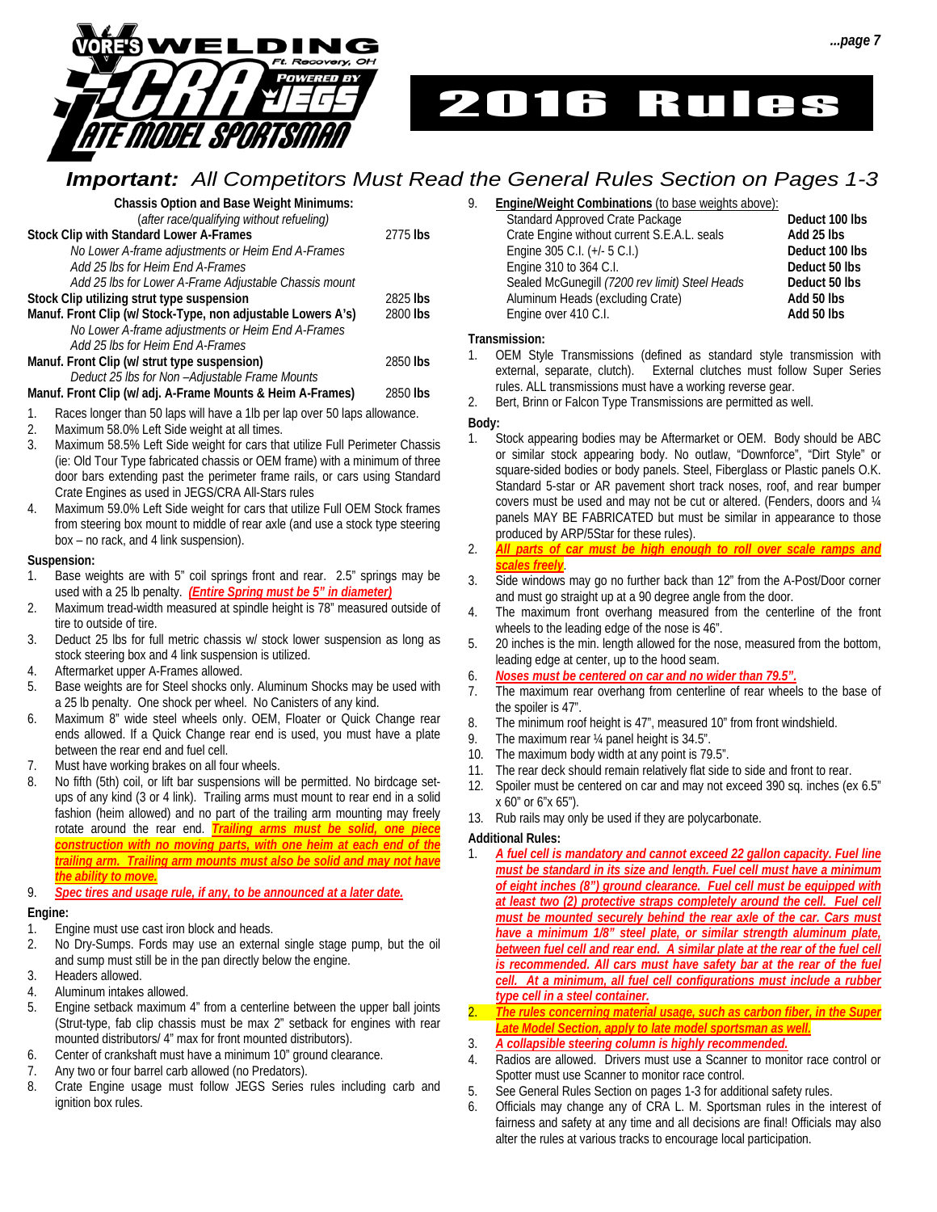# VORE'S WELDING CRA POWERED BY JEGS LATE MODEL SPORTSMAN

# 2016 Rules

## *Important: All Competitors Must Read the General Rules Section on Pages 1-3*

### Chassis Option and Base Weight Minimums:

(*after race/qualifying without refueling)*

| | |
|---|---|
| **Stock Clip with Standard Lower A-Frames** | 2775 **lbs** |
| *No Lower A-frame adjustments or Heim End A-Frames* | |
| *Add 25 lbs for Heim End A-Frames* | |
| *Add 25 lbs for Lower A-Frame Adjustable Chassis mount* | |
| **Stock Clip utilizing strut type suspension** | 2825 **lbs** |
| **Manuf. Front Clip (w/ Stock-Type, non adjustable Lowers A's)** | 2800 **lbs** |
| *No Lower A-frame adjustments or Heim End A-Frames* | |
| *Add 25 lbs for Heim End A-Frames* | |
| **Manuf. Front Clip (w/ strut type suspension)** | 2850 **lbs** |
| *Deduct 25 lbs for Non –Adjustable Frame Mounts* | |
| **Manuf. Front Clip (w/ adj. A-Frame Mounts & Heim A-Frames)** | 2850 **lbs** |

1. Races longer than 50 laps will have a 1lb per lap over 50 laps allowance.
2. Maximum 58.0% Left Side weight at all times.
3. Maximum 58.5% Left Side weight for cars that utilize Full Perimeter Chassis (ie: Old Tour Type fabricated chassis or OEM frame) with a minimum of three door bars extending past the perimeter frame rails, or cars using Standard Crate Engines as used in JEGS/CRA All-Stars rules
4. Maximum 59.0% Left Side weight for cars that utilize Full OEM Stock frames from steering box mount to middle of rear axle (and use a stock type steering box – no rack, and 4 link suspension).

### Suspension:

1. Base weights are with 5" coil springs front and rear. 2.5" springs may be used with a 25 lb penalty. ***Entire Spring must be 5" in diameter)***
2. Maximum tread-width measured at spindle height is 78" measured outside of tire to outside of tire.
3. Deduct 25 lbs for full metric chassis w/ stock lower suspension as long as stock steering box and 4 link suspension is utilized.
4. Aftermarket upper A-Frames allowed.
5. Base weights are for Steel shocks only. Aluminum Shocks may be used with a 25 lb penalty. One shock per wheel. No Canisters of any kind.
6. Maximum 8" wide steel wheels only. OEM, Floater or Quick Change rear ends allowed. If a Quick Change rear end is used, you must have a plate between the rear end and fuel cell.
7. Must have working brakes on all four wheels.
8. No fifth (5th) coil, or lift bar suspensions will be permitted. No birdcage set-ups of any kind (3 or 4 link). Trailing arms must mount to rear end in a solid fashion (heim allowed) and no part of the trailing arm mounting may freely rotate around the rear end. ***Trailing arms must be solid, one piece construction with no moving parts, with one heim at each end of the trailing arm. Trailing arm mounts must also be solid and may not have the ability to move.***
9. ***Spec tires and usage rule, if any, to be announced at a later date.***

### Engine:

1. Engine must use cast iron block and heads.
2. No Dry-Sumps. Fords may use an external single stage pump, but the oil and sump must still be in the pan directly below the engine.
3. Headers allowed.
4. Aluminum intakes allowed.
5. Engine setback maximum 4" from a centerline between the upper ball joints (Strut-type, fab clip chassis must be max 2" setback for engines with rear mounted distributors/ 4" max for front mounted distributors).
6. Center of crankshaft must have a minimum 10" ground clearance.
7. Any two or four barrel carb allowed (no Predators).
8. Crate Engine usage must follow JEGS Series rules including carb and ignition box rules.
9. **Engine/Weight Combinations** (to base weights above):

| | |
|---|---|
| Standard Approved Crate Package | **Deduct 100 lbs** |
| Crate Engine without current S.E.A.L. seals | **Add 25 lbs** |
| Engine 305 C.I. (+/- 5 C.I.) | **Deduct 100 lbs** |
| Engine 310 to 364 C.I. | **Deduct 50 lbs** |
| Sealed McGunegill *(7200 rev limit)* Steel Heads | **Deduct 50 lbs** |
| Aluminum Heads (excluding Crate) | **Add 50 lbs** |
| Engine over 410 C.I. | **Add 50 lbs** |

### Transmission:

1. OEM Style Transmissions (defined as standard style transmission with external, separate, clutch). External clutches must follow Super Series rules. ALL transmissions must have a working reverse gear.
2. Bert, Brinn or Falcon Type Transmissions are permitted as well.

### Body:

1. Stock appearing bodies may be Aftermarket or OEM. Body should be ABC or similar stock appearing body. No outlaw, "Downforce", "Dirt Style" or square-sided bodies or body panels. Steel, Fiberglass or Plastic panels O.K. Standard 5-star or AR pavement short track noses, roof, and rear bumper covers must be used and may not be cut or altered. (Fenders, doors and ¼ panels MAY BE FABRICATED but must be similar in appearance to those produced by ARP/5Star for these rules).
2. ***All parts of car must be high enough to roll over scale ramps and scales freely***.
3. Side windows may go no further back than 12" from the A-Post/Door corner and must go straight up at a 90 degree angle from the door.
4. The maximum front overhang measured from the centerline of the front wheels to the leading edge of the nose is 46".
5. 20 inches is the min. length allowed for the nose, measured from the bottom, leading edge at center, up to the hood seam.
6. ***Noses must be centered on car and no wider than 79.5".***
7. The maximum rear overhang from centerline of rear wheels to the base of the spoiler is 47".
8. The minimum roof height is 47", measured 10" from front windshield.
9. The maximum rear ¼ panel height is 34.5".
10. The maximum body width at any point is 79.5".
11. The rear deck should remain relatively flat side to side and front to rear.
12. Spoiler must be centered on car and may not exceed 390 sq. inches (ex 6.5" x 60" or 6"x 65").
13. Rub rails may only be used if they are polycarbonate.

### Additional Rules:

1. ***A fuel cell is mandatory and cannot exceed 22 gallon capacity. Fuel line must be standard in its size and length. Fuel cell must have a minimum of eight inches (8") ground clearance. Fuel cell must be equipped with at least two (2) protective straps completely around the cell. Fuel cell must be mounted securely behind the rear axle of the car. Cars must have a minimum 1/8" steel plate, or similar strength aluminum plate, between fuel cell and rear end. A similar plate at the rear of the fuel cell is recommended. All cars must have safety bar at the rear of the fuel cell. At a minimum, all fuel cell configurations must include a rubber type cell in a steel container.***
2. ***The rules concerning material usage, such as carbon fiber, in the Super Late Model Section, apply to late model sportsman as well.***
3. ***A collapsible steering column is highly recommended.***
4. Radios are allowed. Drivers must use a Scanner to monitor race control or Spotter must use Scanner to monitor race control.
5. See General Rules Section on pages 1-3 for additional safety rules.
6. Officials may change any of CRA L. M. Sportsman rules in the interest of fairness and safety at any time and all decisions are final! Officials may also alter the rules at various tracks to encourage local participation.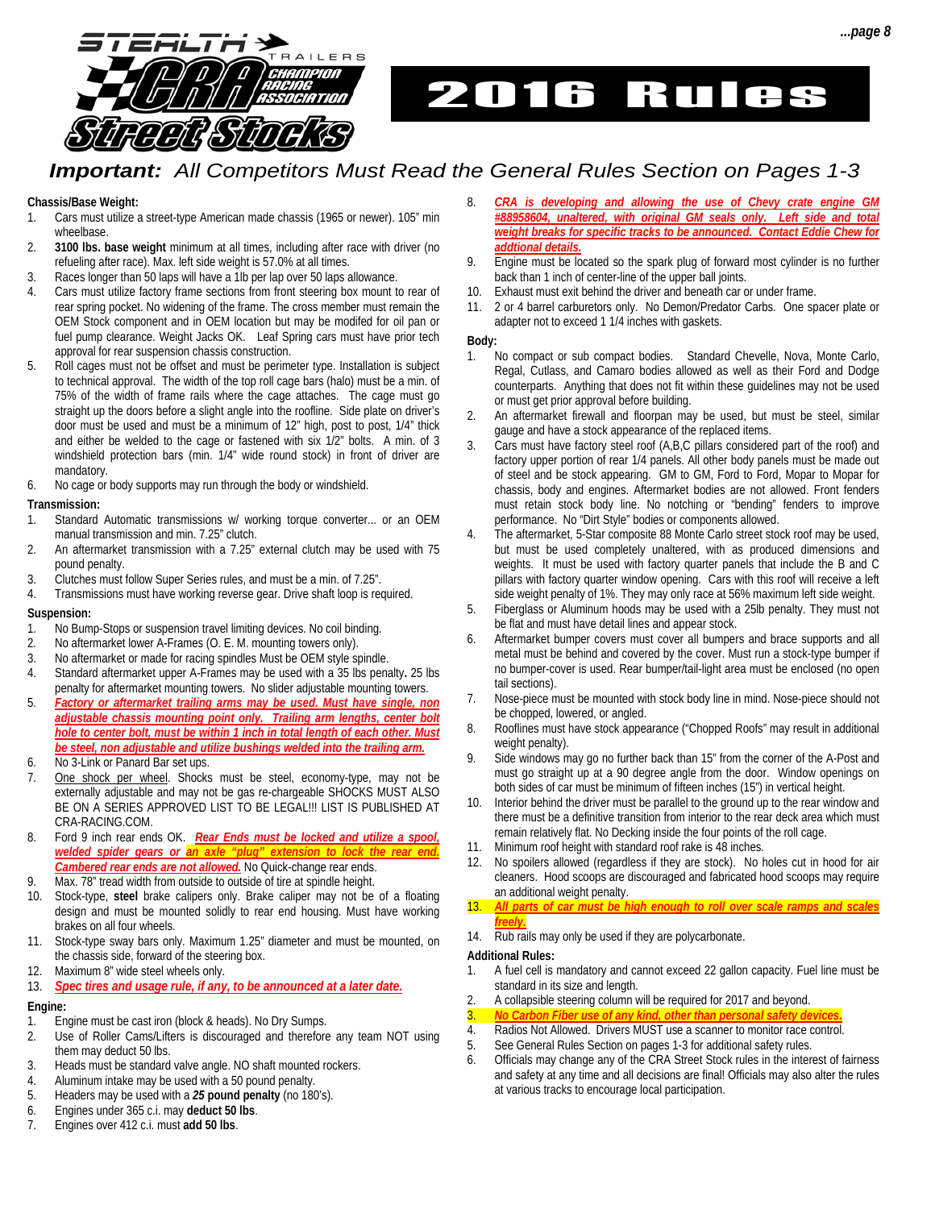# 2016 Rules

***Important:** All Competitors Must Read the General Rules Section on Pages 1-3*

**Chassis/Base Weight:**

1. Cars must utilize a street-type American made chassis (1965 or newer). 105" min wheelbase.
2. **3100 lbs. base weight** minimum at all times, including after race with driver (no refueling after race). Max. left side weight is 57.0% at all times.
3. Races longer than 50 laps will have a 1lb per lap over 50 laps allowance.
4. Cars must utilize factory frame sections from front steering box mount to rear of rear spring pocket. No widening of the frame. The cross member must remain the OEM Stock component and in OEM location but may be modifed for oil pan or fuel pump clearance. Weight Jacks OK. Leaf Spring cars must have prior tech approval for rear suspension chassis construction.
5. Roll cages must not be offset and must be perimeter type. Installation is subject to technical approval. The width of the top roll cage bars (halo) must be a min. of 75% of the width of frame rails where the cage attaches. The cage must go straight up the doors before a slight angle into the roofline. Side plate on driver's door must be used and must be a minimum of 12" high, post to post, 1/4" thick and either be welded to the cage or fastened with six 1/2" bolts. A min. of 3 windshield protection bars (min. 1/4" wide round stock) in front of driver are mandatory.
6. No cage or body supports may run through the body or windshield.

**Transmission:**

1. Standard Automatic transmissions w/ working torque converter... or an OEM manual transmission and min. 7.25" clutch.
2. An aftermarket transmission with a 7.25" external clutch may be used with 75 pound penalty.
3. Clutches must follow Super Series rules, and must be a min. of 7.25".
4. Transmissions must have working reverse gear. Drive shaft loop is required.

**Suspension:**

1. No Bump-Stops or suspension travel limiting devices. No coil binding.
2. No aftermarket lower A-Frames (O. E. M. mounting towers only).
3. No aftermarket or made for racing spindles Must be OEM style spindle.
4. Standard aftermarket upper A-Frames may be used with a 35 lbs penalty**.** 25 lbs penalty for aftermarket mounting towers. No slider adjustable mounting towers.
5. ***Factory or aftermarket trailing arms may be used. Must have single, non adjustable chassis mounting point only. Trailing arm lengths, center bolt hole to center bolt, must be within 1 inch in total length of each other. Must be steel, non adjustable and utilize bushings welded into the trailing arm.***
6. No 3-Link or Panard Bar set ups.
7. One shock per wheel. Shocks must be steel, economy-type, may not be externally adjustable and may not be gas re-chargeable SHOCKS MUST ALSO BE ON A SERIES APPROVED LIST TO BE LEGAL!!! LIST IS PUBLISHED AT CRA-RACING.COM.
8. Ford 9 inch rear ends OK. ***Rear Ends must be locked and utilize a spool, welded spider gears or an axle "plug" extension to lock the rear end. Cambered rear ends are not allowed.*** No Quick-change rear ends.
9. Max. 78" tread width from outside to outside of tire at spindle height.
10. Stock-type, **steel** brake calipers only. Brake caliper may not be of a floating design and must be mounted solidly to rear end housing. Must have working brakes on all four wheels.
11. Stock-type sway bars only. Maximum 1.25" diameter and must be mounted, on the chassis side, forward of the steering box.
12. Maximum 8" wide steel wheels only.
13. ***Spec tires and usage rule, if any, to be announced at a later date.***

**Engine:**

1. Engine must be cast iron (block & heads). No Dry Sumps.
2. Use of Roller Cams/Lifters is discouraged and therefore any team NOT using them may deduct 50 lbs.
3. Heads must be standard valve angle. NO shaft mounted rockers.
4. Aluminum intake may be used with a 50 pound penalty.
5. Headers may be used with a ***25* pound penalty** (no 180's).
6. Engines under 365 c.i. may **deduct 50 lbs**.
7. Engines over 412 c.i. must **add 50 lbs**.
8. ***CRA is developing and allowing the use of Chevy crate engine GM #88958604, unaltered, with original GM seals only. Left side and total weight breaks for specific tracks to be announced. Contact Eddie Chew for addtional details.***
9. Engine must be located so the spark plug of forward most cylinder is no further back than 1 inch of center-line of the upper ball joints.
10. Exhaust must exit behind the driver and beneath car or under frame.
11. 2 or 4 barrel carburetors only. No Demon/Predator Carbs. One spacer plate or adapter not to exceed 1 1/4 inches with gaskets.

**Body:**

1. No compact or sub compact bodies. Standard Chevelle, Nova, Monte Carlo, Regal, Cutlass, and Camaro bodies allowed as well as their Ford and Dodge counterparts. Anything that does not fit within these guidelines may not be used or must get prior approval before building.
2. An aftermarket firewall and floorpan may be used, but must be steel, similar gauge and have a stock appearance of the replaced items.
3. Cars must have factory steel roof (A,B,C pillars considered part of the roof) and factory upper portion of rear 1/4 panels. All other body panels must be made out of steel and be stock appearing. GM to GM, Ford to Ford, Mopar to Mopar for chassis, body and engines. Aftermarket bodies are not allowed. Front fenders must retain stock body line. No notching or "bending" fenders to improve performance. No "Dirt Style" bodies or components allowed.
4. The aftermarket, 5-Star composite 88 Monte Carlo street stock roof may be used, but must be used completely unaltered, with as produced dimensions and weights. It must be used with factory quarter panels that include the B and C pillars with factory quarter window opening. Cars with this roof will receive a left side weight penalty of 1%. They may only race at 56% maximum left side weight.
5. Fiberglass or Aluminum hoods may be used with a 25lb penalty. They must not be flat and must have detail lines and appear stock.
6. Aftermarket bumper covers must cover all bumpers and brace supports and all metal must be behind and covered by the cover. Must run a stock-type bumper if no bumper-cover is used. Rear bumper/tail-light area must be enclosed (no open tail sections).
7. Nose-piece must be mounted with stock body line in mind. Nose-piece should not be chopped, lowered, or angled.
8. Rooflines must have stock appearance ("Chopped Roofs" may result in additional weight penalty).
9. Side windows may go no further back than 15" from the corner of the A-Post and must go straight up at a 90 degree angle from the door. Window openings on both sides of car must be minimum of fifteen inches (15") in vertical height.
10. Interior behind the driver must be parallel to the ground up to the rear window and there must be a definitive transition from interior to the rear deck area which must remain relatively flat. No Decking inside the four points of the roll cage.
11. Minimum roof height with standard roof rake is 48 inches.
12. No spoilers allowed (regardless if they are stock). No holes cut in hood for air cleaners. Hood scoops are discouraged and fabricated hood scoops may require an additional weight penalty.
13. ***All parts of car must be high enough to roll over scale ramps and scales freely.***
14. Rub rails may only be used if they are polycarbonate.

**Additional Rules:**

1. A fuel cell is mandatory and cannot exceed 22 gallon capacity. Fuel line must be standard in its size and length.
2. A collapsible steering column will be required for 2017 and beyond.
3. ***No Carbon Fiber use of any kind, other than personal safety devices.***
4. Radios Not Allowed. Drivers MUST use a scanner to monitor race control.
5. See General Rules Section on pages 1-3 for additional safety rules.
6. Officials may change any of the CRA Street Stock rules in the interest of fairness and safety at any time and all decisions are final! Officials may also alter the rules at various tracks to encourage local participation.